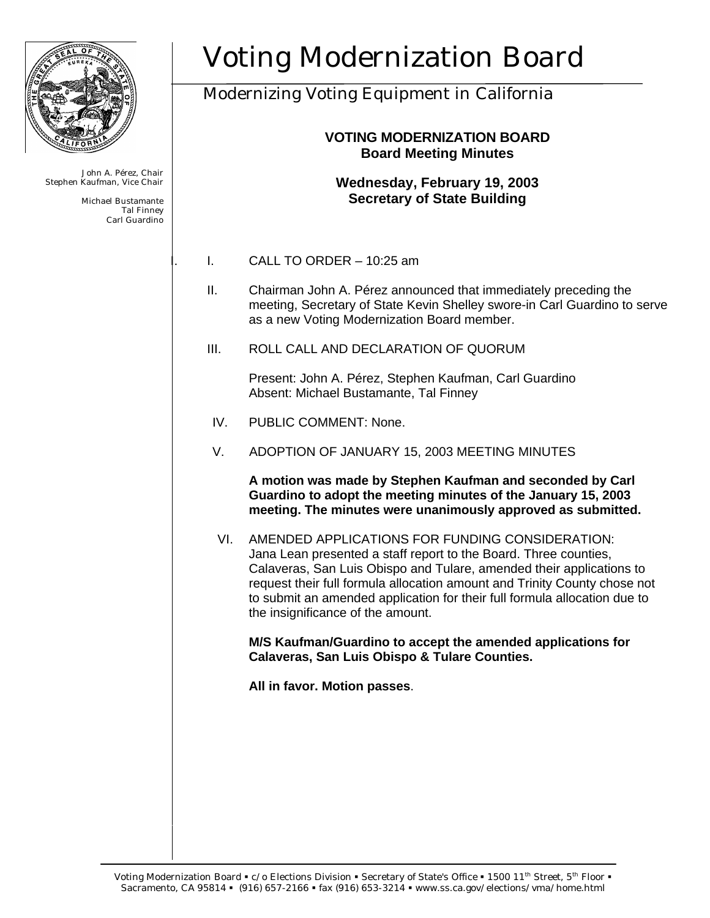# Voting Modernization Board

## Modernizing Voting Equipment in California

John A. Pérez, Chair
Stephen Kaufman, Vice Chair

Michael Bustamante
Tal Finney
Carl Guardino

**VOTING MODERNIZATION BOARD**
**Board Meeting Minutes**

**Wednesday, February 19, 2003**
**Secretary of State Building**

I. CALL TO ORDER – 10:25 am

II. Chairman John A. Pérez announced that immediately preceding the meeting, Secretary of State Kevin Shelley swore-in Carl Guardino to serve as a new Voting Modernization Board member.

III. ROLL CALL AND DECLARATION OF QUORUM

Present: John A. Pérez, Stephen Kaufman, Carl Guardino
Absent: Michael Bustamante, Tal Finney

IV. PUBLIC COMMENT: None.

V. ADOPTION OF JANUARY 15, 2003 MEETING MINUTES

**A motion was made by Stephen Kaufman and seconded by Carl Guardino to adopt the meeting minutes of the January 15, 2003 meeting. The minutes were unanimously approved as submitted.**

VI. AMENDED APPLICATIONS FOR FUNDING CONSIDERATION: Jana Lean presented a staff report to the Board. Three counties, Calaveras, San Luis Obispo and Tulare, amended their applications to request their full formula allocation amount and Trinity County chose not to submit an amended application for their full formula allocation due to the insignificance of the amount.

**M/S Kaufman/Guardino to accept the amended applications for Calaveras, San Luis Obispo & Tulare Counties.**

**All in favor. Motion passes**.

Voting Modernization Board ▪ c/o Elections Division ▪ Secretary of State's Office ▪ 1500 11th Street, 5th Floor ▪ Sacramento, CA 95814 ▪ (916) 657-2166 ▪ fax (916) 653-3214 ▪ www.ss.ca.gov/elections/vma/home.html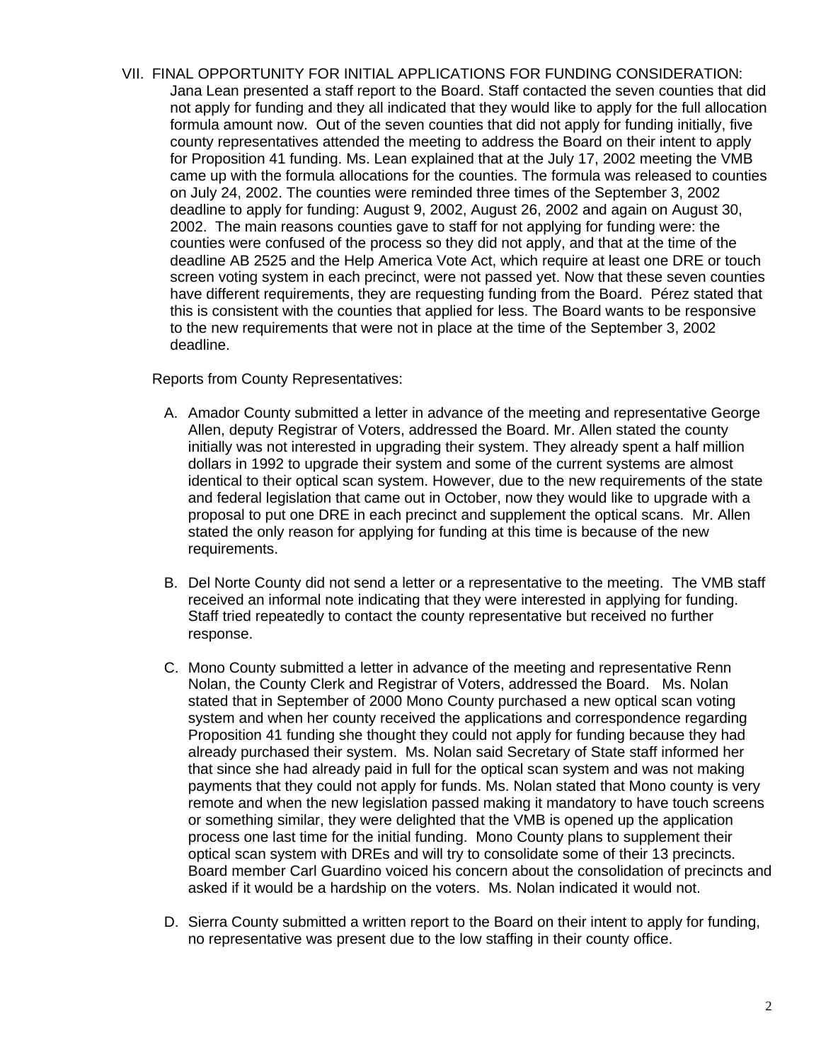VII. FINAL OPPORTUNITY FOR INITIAL APPLICATIONS FOR FUNDING CONSIDERATION: Jana Lean presented a staff report to the Board. Staff contacted the seven counties that did not apply for funding and they all indicated that they would like to apply for the full allocation formula amount now. Out of the seven counties that did not apply for funding initially, five county representatives attended the meeting to address the Board on their intent to apply for Proposition 41 funding. Ms. Lean explained that at the July 17, 2002 meeting the VMB came up with the formula allocations for the counties. The formula was released to counties on July 24, 2002. The counties were reminded three times of the September 3, 2002 deadline to apply for funding: August 9, 2002, August 26, 2002 and again on August 30, 2002. The main reasons counties gave to staff for not applying for funding were: the counties were confused of the process so they did not apply, and that at the time of the deadline AB 2525 and the Help America Vote Act, which require at least one DRE or touch screen voting system in each precinct, were not passed yet. Now that these seven counties have different requirements, they are requesting funding from the Board. Pérez stated that this is consistent with the counties that applied for less. The Board wants to be responsive to the new requirements that were not in place at the time of the September 3, 2002 deadline.

Reports from County Representatives:

A. Amador County submitted a letter in advance of the meeting and representative George Allen, deputy Registrar of Voters, addressed the Board. Mr. Allen stated the county initially was not interested in upgrading their system. They already spent a half million dollars in 1992 to upgrade their system and some of the current systems are almost identical to their optical scan system. However, due to the new requirements of the state and federal legislation that came out in October, now they would like to upgrade with a proposal to put one DRE in each precinct and supplement the optical scans. Mr. Allen stated the only reason for applying for funding at this time is because of the new requirements.

B. Del Norte County did not send a letter or a representative to the meeting. The VMB staff received an informal note indicating that they were interested in applying for funding. Staff tried repeatedly to contact the county representative but received no further response.

C. Mono County submitted a letter in advance of the meeting and representative Renn Nolan, the County Clerk and Registrar of Voters, addressed the Board. Ms. Nolan stated that in September of 2000 Mono County purchased a new optical scan voting system and when her county received the applications and correspondence regarding Proposition 41 funding she thought they could not apply for funding because they had already purchased their system. Ms. Nolan said Secretary of State staff informed her that since she had already paid in full for the optical scan system and was not making payments that they could not apply for funds. Ms. Nolan stated that Mono county is very remote and when the new legislation passed making it mandatory to have touch screens or something similar, they were delighted that the VMB is opened up the application process one last time for the initial funding. Mono County plans to supplement their optical scan system with DREs and will try to consolidate some of their 13 precincts. Board member Carl Guardino voiced his concern about the consolidation of precincts and asked if it would be a hardship on the voters. Ms. Nolan indicated it would not.

D. Sierra County submitted a written report to the Board on their intent to apply for funding, no representative was present due to the low staffing in their county office.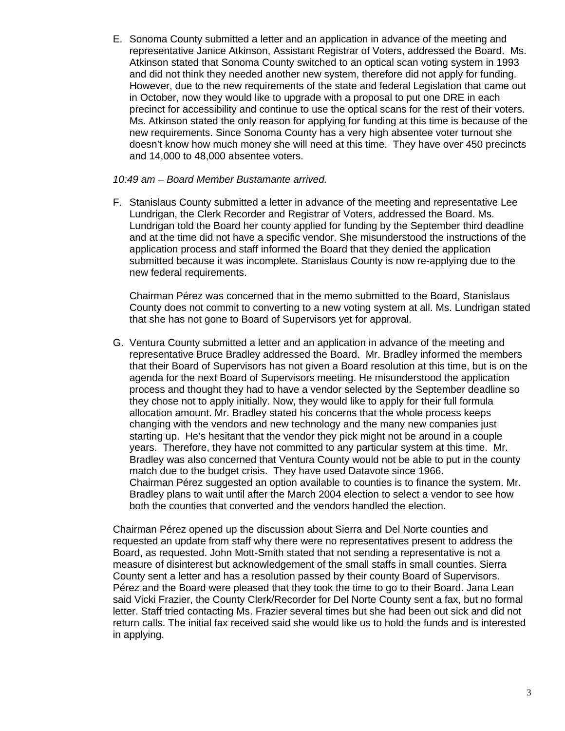E. Sonoma County submitted a letter and an application in advance of the meeting and representative Janice Atkinson, Assistant Registrar of Voters, addressed the Board. Ms. Atkinson stated that Sonoma County switched to an optical scan voting system in 1993 and did not think they needed another new system, therefore did not apply for funding. However, due to the new requirements of the state and federal Legislation that came out in October, now they would like to upgrade with a proposal to put one DRE in each precinct for accessibility and continue to use the optical scans for the rest of their voters. Ms. Atkinson stated the only reason for applying for funding at this time is because of the new requirements. Since Sonoma County has a very high absentee voter turnout she doesn't know how much money she will need at this time. They have over 450 precincts and 14,000 to 48,000 absentee voters.

*10:49 am – Board Member Bustamante arrived.*

F. Stanislaus County submitted a letter in advance of the meeting and representative Lee Lundrigan, the Clerk Recorder and Registrar of Voters, addressed the Board. Ms. Lundrigan told the Board her county applied for funding by the September third deadline and at the time did not have a specific vendor. She misunderstood the instructions of the application process and staff informed the Board that they denied the application submitted because it was incomplete. Stanislaus County is now re-applying due to the new federal requirements.

   Chairman Pérez was concerned that in the memo submitted to the Board, Stanislaus County does not commit to converting to a new voting system at all. Ms. Lundrigan stated that she has not gone to Board of Supervisors yet for approval.

G. Ventura County submitted a letter and an application in advance of the meeting and representative Bruce Bradley addressed the Board. Mr. Bradley informed the members that their Board of Supervisors has not given a Board resolution at this time, but is on the agenda for the next Board of Supervisors meeting. He misunderstood the application process and thought they had to have a vendor selected by the September deadline so they chose not to apply initially. Now, they would like to apply for their full formula allocation amount. Mr. Bradley stated his concerns that the whole process keeps changing with the vendors and new technology and the many new companies just starting up. He's hesitant that the vendor they pick might not be around in a couple years. Therefore, they have not committed to any particular system at this time. Mr. Bradley was also concerned that Ventura County would not be able to put in the county match due to the budget crisis. They have used Datavote since 1966.
   Chairman Pérez suggested an option available to counties is to finance the system. Mr. Bradley plans to wait until after the March 2004 election to select a vendor to see how both the counties that converted and the vendors handled the election.

Chairman Pérez opened up the discussion about Sierra and Del Norte counties and requested an update from staff why there were no representatives present to address the Board, as requested. John Mott-Smith stated that not sending a representative is not a measure of disinterest but acknowledgement of the small staffs in small counties. Sierra County sent a letter and has a resolution passed by their county Board of Supervisors. Pérez and the Board were pleased that they took the time to go to their Board. Jana Lean said Vicki Frazier, the County Clerk/Recorder for Del Norte County sent a fax, but no formal letter. Staff tried contacting Ms. Frazier several times but she had been out sick and did not return calls. The initial fax received said she would like us to hold the funds and is interested in applying.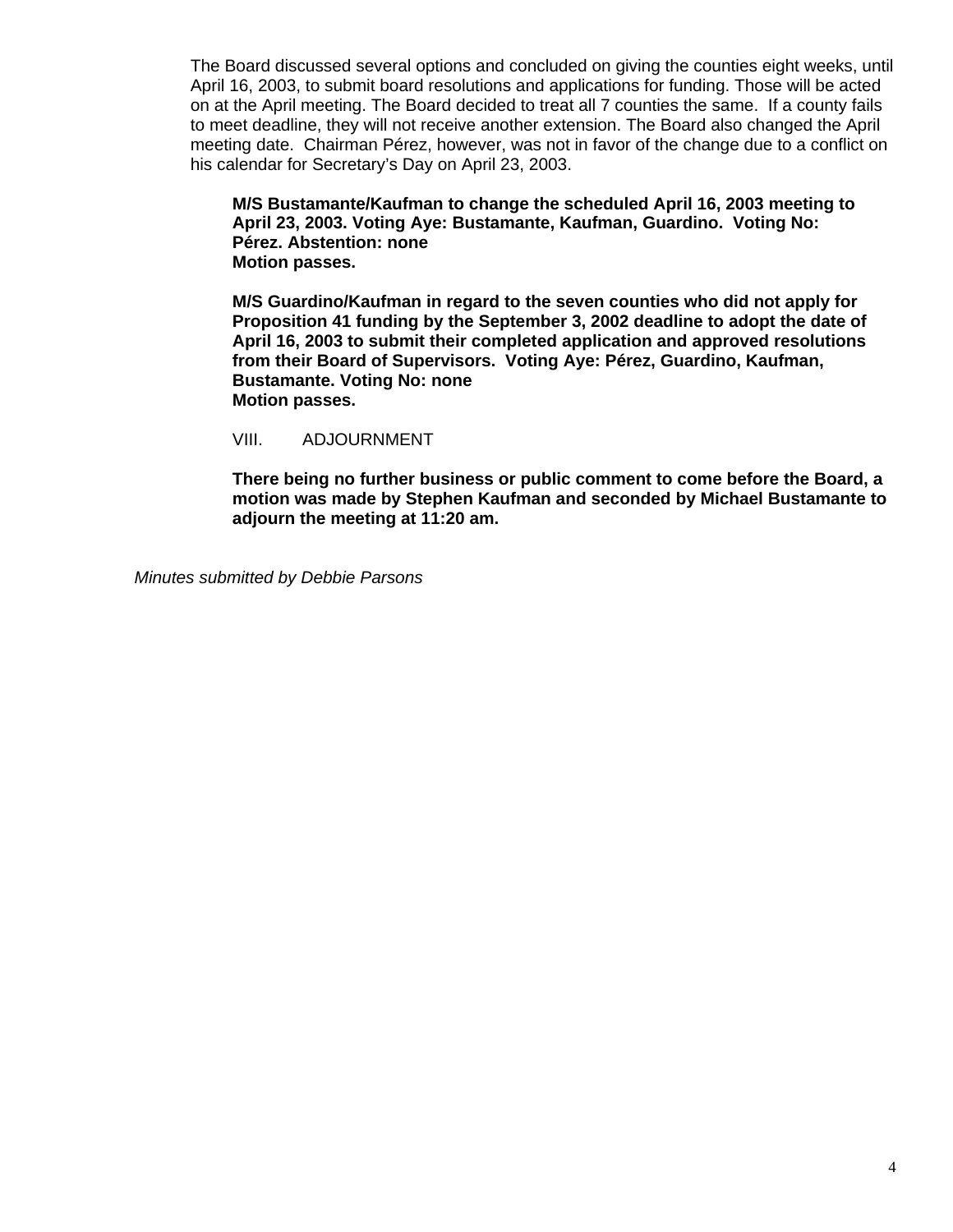The Board discussed several options and concluded on giving the counties eight weeks, until April 16, 2003, to submit board resolutions and applications for funding. Those will be acted on at the April meeting. The Board decided to treat all 7 counties the same. If a county fails to meet deadline, they will not receive another extension. The Board also changed the April meeting date. Chairman Pérez, however, was not in favor of the change due to a conflict on his calendar for Secretary's Day on April 23, 2003.

**M/S Bustamante/Kaufman to change the scheduled April 16, 2003 meeting to April 23, 2003. Voting Aye: Bustamante, Kaufman, Guardino. Voting No: Pérez. Abstention: none**
**Motion passes.**

**M/S Guardino/Kaufman in regard to the seven counties who did not apply for Proposition 41 funding by the September 3, 2002 deadline to adopt the date of April 16, 2003 to submit their completed application and approved resolutions from their Board of Supervisors. Voting Aye: Pérez, Guardino, Kaufman, Bustamante. Voting No: none**
**Motion passes.**

VIII. ADJOURNMENT

**There being no further business or public comment to come before the Board, a motion was made by Stephen Kaufman and seconded by Michael Bustamante to adjourn the meeting at 11:20 am.**

*Minutes submitted by Debbie Parsons*